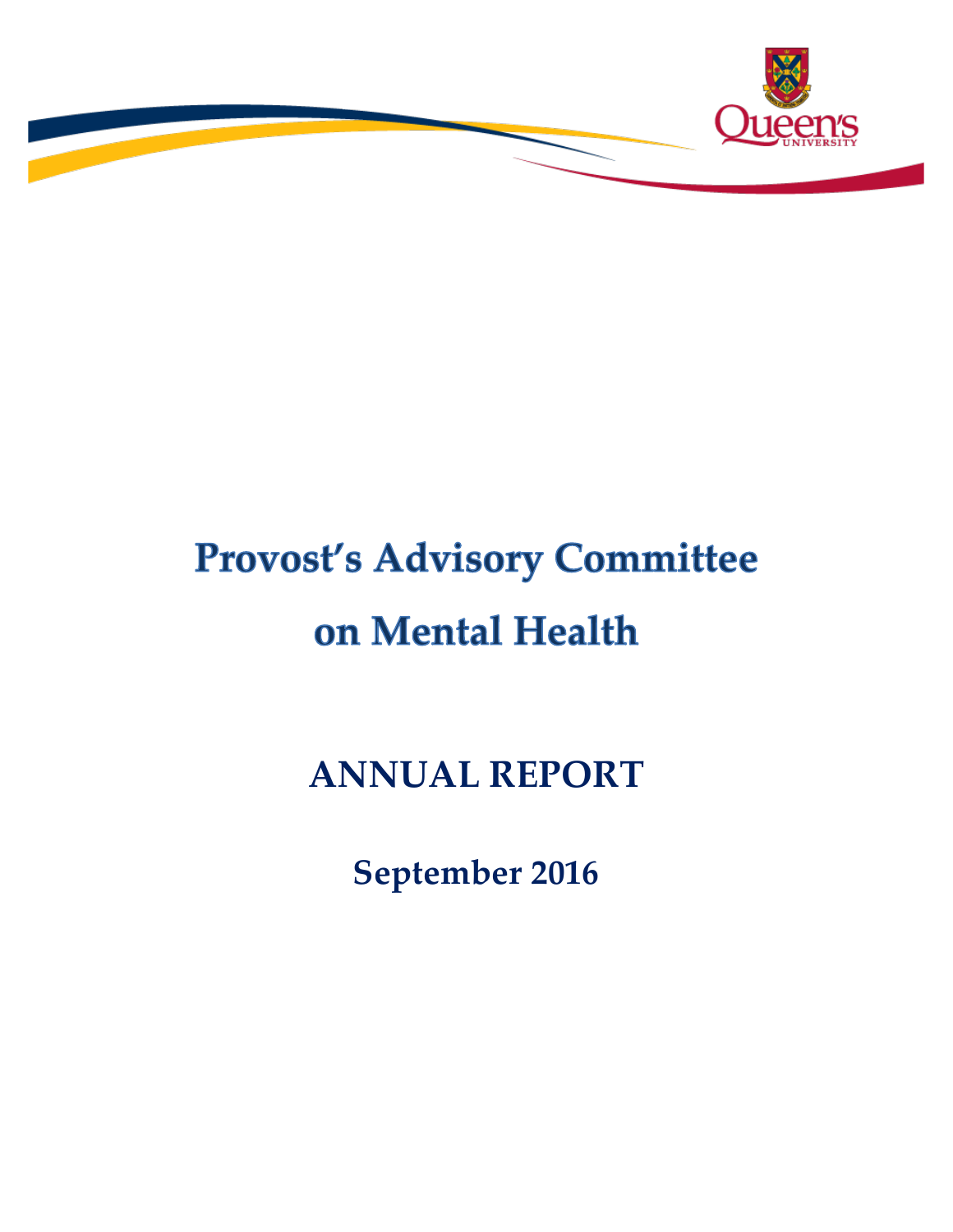# Provost's Advisory Committee on Mental Health

## ANNUAL REPORT

### September 2016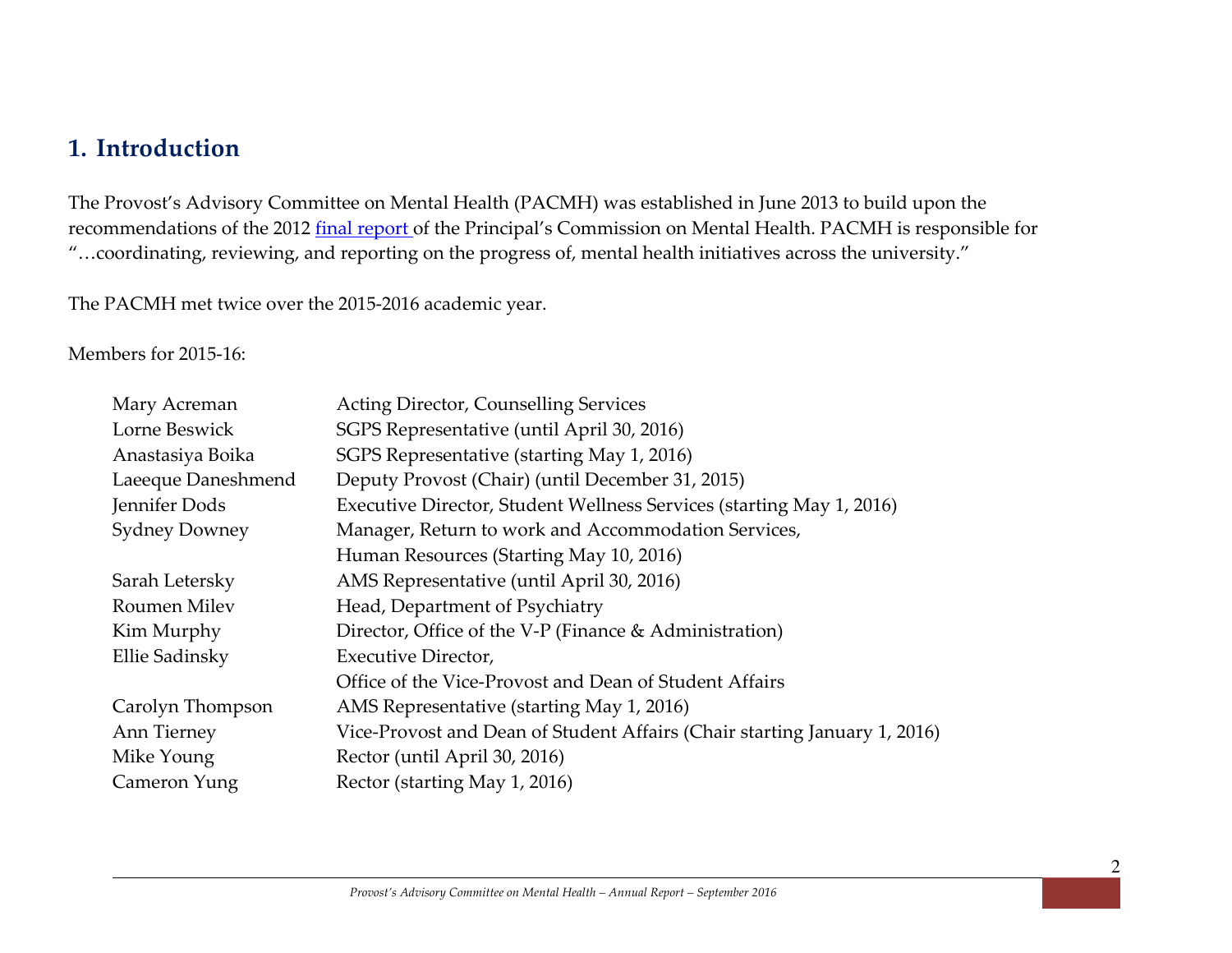## 1. Introduction

The Provost's Advisory Committee on Mental Health (PACMH) was established in June 2013 to build upon the recommendations of the 2012 final report of the Principal's Commission on Mental Health. PACMH is responsible for "…coordinating, reviewing, and reporting on the progress of, mental health initiatives across the university."

The PACMH met twice over the 2015-2016 academic year.

Members for 2015-16:

| | |
|---|---|
| Mary Acreman | Acting Director, Counselling Services |
| Lorne Beswick | SGPS Representative (until April 30, 2016) |
| Anastasiya Boika | SGPS Representative (starting May 1, 2016) |
| Laeeque Daneshmend | Deputy Provost (Chair) (until December 31, 2015) |
| Jennifer Dods | Executive Director, Student Wellness Services (starting May 1, 2016) |
| Sydney Downey | Manager, Return to work and Accommodation Services, Human Resources (Starting May 10, 2016) |
| Sarah Letersky | AMS Representative (until April 30, 2016) |
| Roumen Milev | Head, Department of Psychiatry |
| Kim Murphy | Director, Office of the V-P (Finance & Administration) |
| Ellie Sadinsky | Executive Director, Office of the Vice-Provost and Dean of Student Affairs |
| Carolyn Thompson | AMS Representative (starting May 1, 2016) |
| Ann Tierney | Vice-Provost and Dean of Student Affairs (Chair starting January 1, 2016) |
| Mike Young | Rector (until April 30, 2016) |
| Cameron Yung | Rector (starting May 1, 2016) |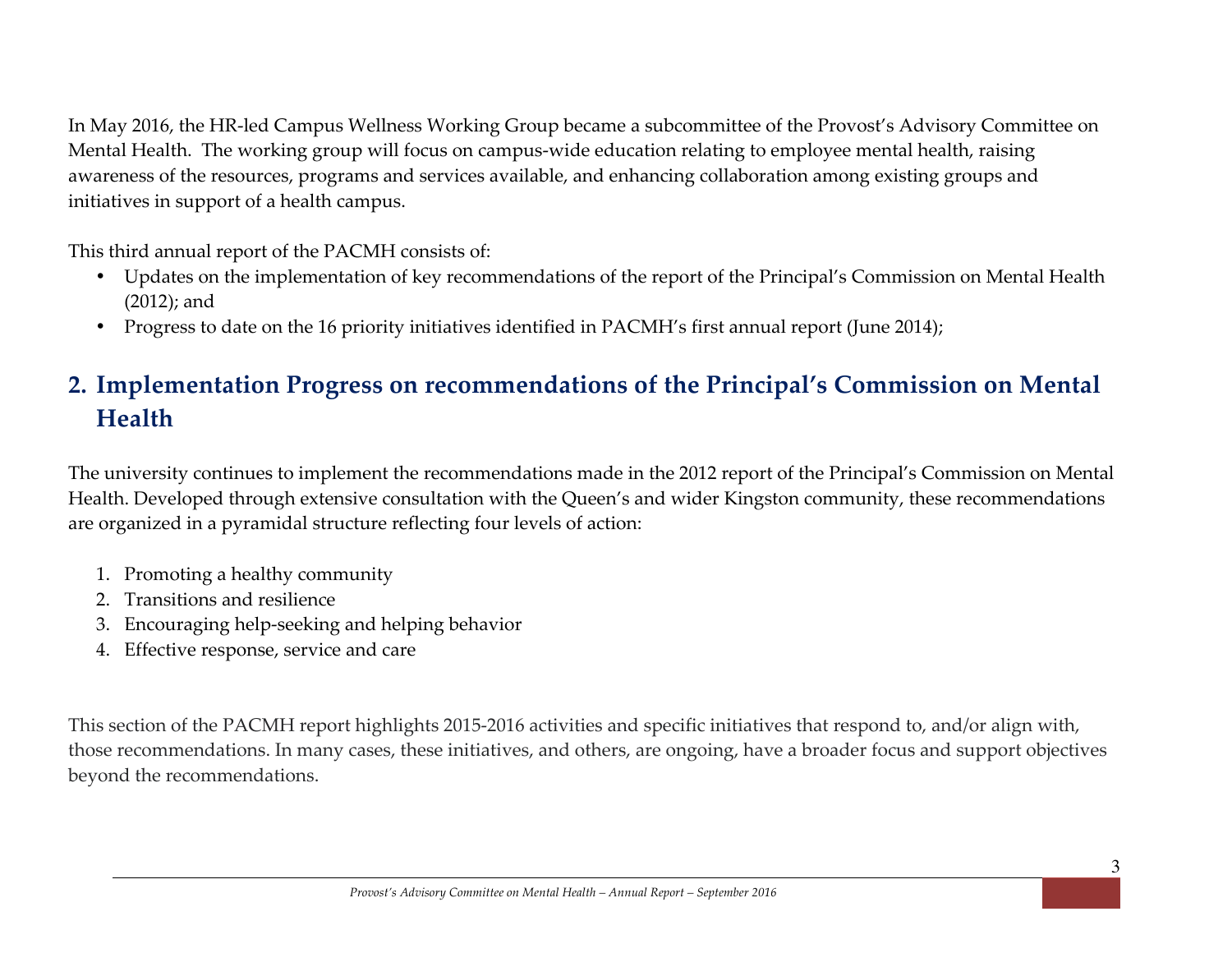In May 2016, the HR-led Campus Wellness Working Group became a subcommittee of the Provost's Advisory Committee on Mental Health. The working group will focus on campus-wide education relating to employee mental health, raising awareness of the resources, programs and services available, and enhancing collaboration among existing groups and initiatives in support of a health campus.

This third annual report of the PACMH consists of:

- Updates on the implementation of key recommendations of the report of the Principal's Commission on Mental Health (2012); and
- Progress to date on the 16 priority initiatives identified in PACMH's first annual report (June 2014);

## 2. Implementation Progress on recommendations of the Principal's Commission on Mental Health

The university continues to implement the recommendations made in the 2012 report of the Principal's Commission on Mental Health. Developed through extensive consultation with the Queen's and wider Kingston community, these recommendations are organized in a pyramidal structure reflecting four levels of action:

1. Promoting a healthy community
2. Transitions and resilience
3. Encouraging help-seeking and helping behavior
4. Effective response, service and care

This section of the PACMH report highlights 2015-2016 activities and specific initiatives that respond to, and/or align with, those recommendations. In many cases, these initiatives, and others, are ongoing, have a broader focus and support objectives beyond the recommendations.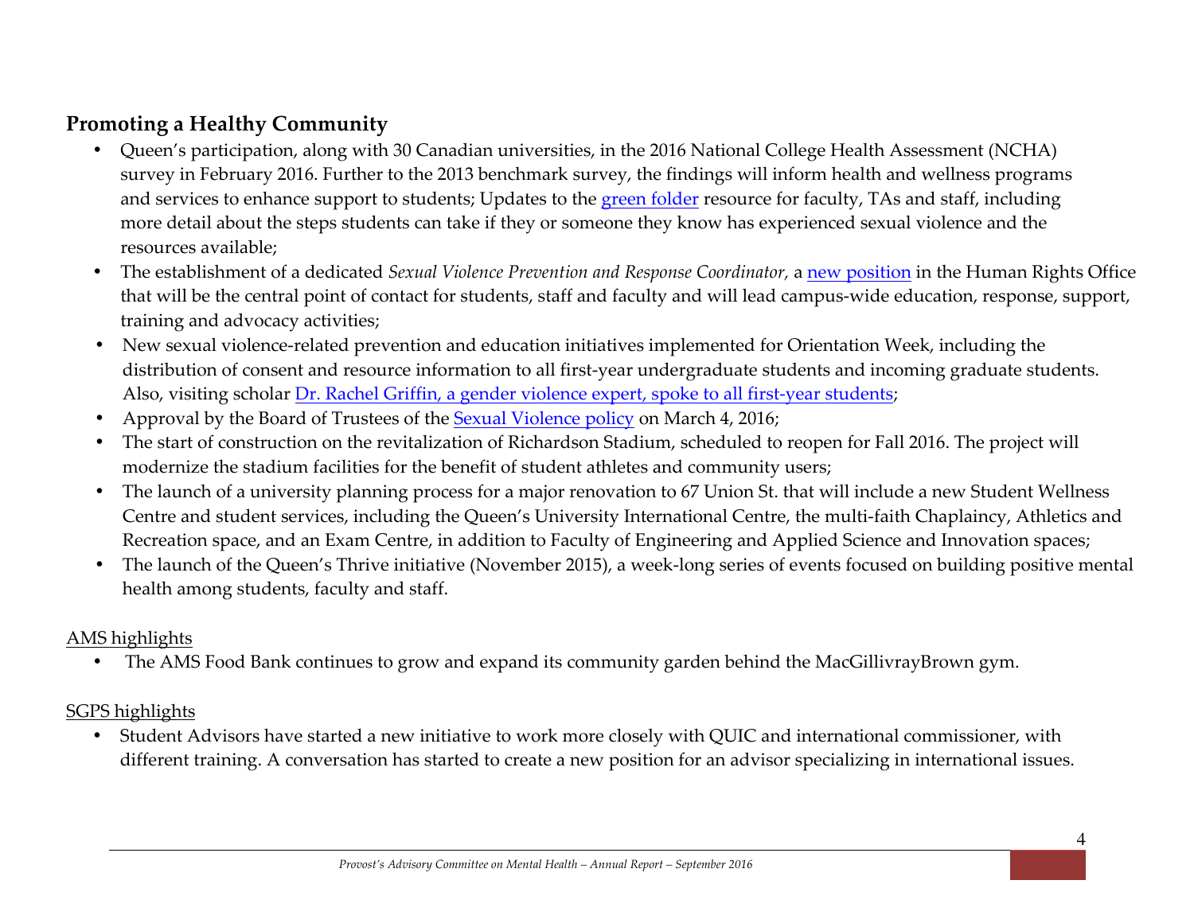## **Promoting a Healthy Community**

- Queen's participation, along with 30 Canadian universities, in the 2016 National College Health Assessment (NCHA) survey in February 2016. Further to the 2013 benchmark survey, the findings will inform health and wellness programs and services to enhance support to students; Updates to the green folder resource for faculty, TAs and staff, including more detail about the steps students can take if they or someone they know has experienced sexual violence and the resources available;
- The establishment of a dedicated *Sexual Violence Prevention and Response Coordinator,* a new position in the Human Rights Office that will be the central point of contact for students, staff and faculty and will lead campus-wide education, response, support, training and advocacy activities;
- New sexual violence-related prevention and education initiatives implemented for Orientation Week, including the distribution of consent and resource information to all first-year undergraduate students and incoming graduate students. Also, visiting scholar Dr. Rachel Griffin, a gender violence expert, spoke to all first-year students;
- Approval by the Board of Trustees of the Sexual Violence policy on March 4, 2016;
- The start of construction on the revitalization of Richardson Stadium, scheduled to reopen for Fall 2016. The project will modernize the stadium facilities for the benefit of student athletes and community users;
- The launch of a university planning process for a major renovation to 67 Union St. that will include a new Student Wellness Centre and student services, including the Queen's University International Centre, the multi-faith Chaplaincy, Athletics and Recreation space, and an Exam Centre, in addition to Faculty of Engineering and Applied Science and Innovation spaces;
- The launch of the Queen's Thrive initiative (November 2015), a week-long series of events focused on building positive mental health among students, faculty and staff.

AMS highlights

- The AMS Food Bank continues to grow and expand its community garden behind the MacGillivrayBrown gym.

SGPS highlights

- Student Advisors have started a new initiative to work more closely with QUIC and international commissioner, with different training. A conversation has started to create a new position for an advisor specializing in international issues.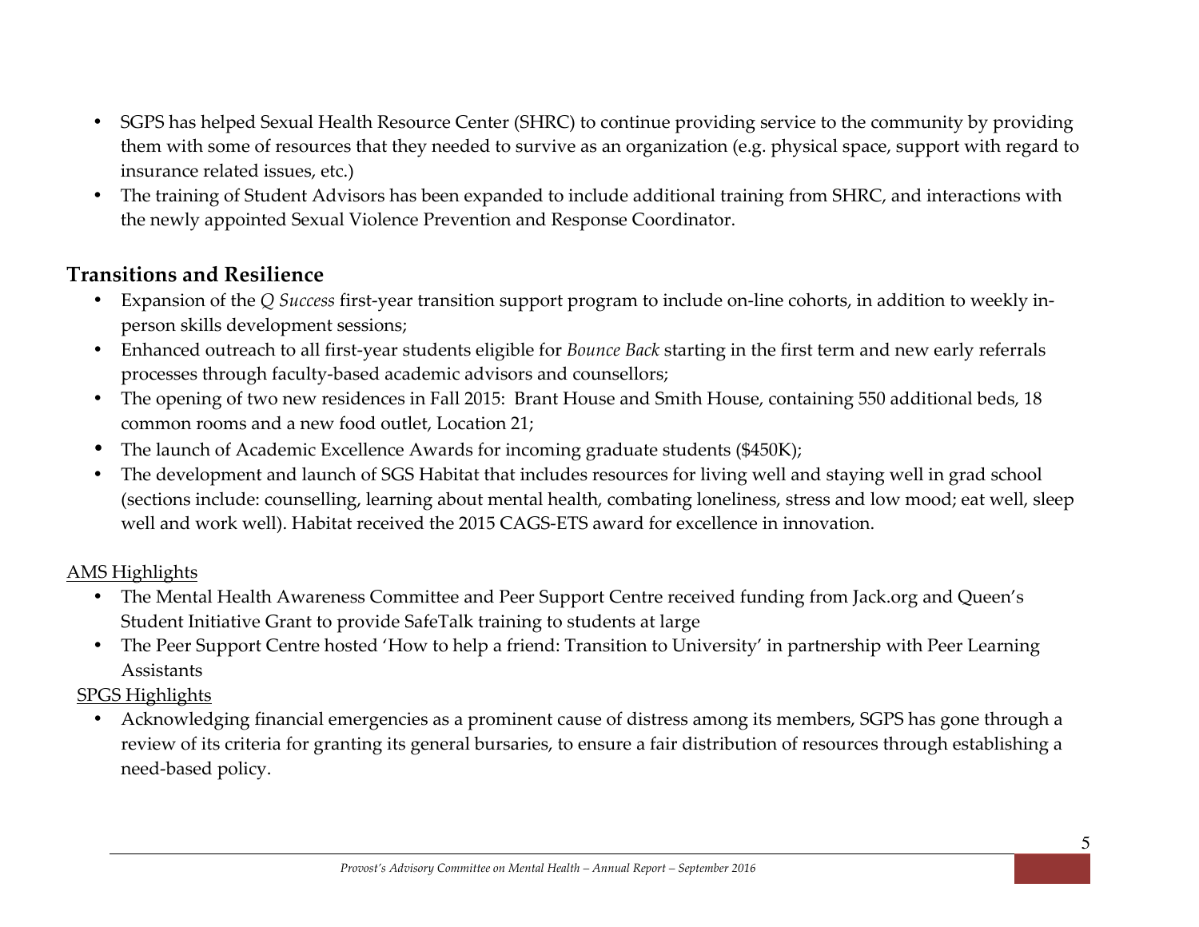- SGPS has helped Sexual Health Resource Center (SHRC) to continue providing service to the community by providing them with some of resources that they needed to survive as an organization (e.g. physical space, support with regard to insurance related issues, etc.)
- The training of Student Advisors has been expanded to include additional training from SHRC, and interactions with the newly appointed Sexual Violence Prevention and Response Coordinator.

## Transitions and Resilience

- Expansion of the *Q Success* first-year transition support program to include on-line cohorts, in addition to weekly in-person skills development sessions;
- Enhanced outreach to all first-year students eligible for *Bounce Back* starting in the first term and new early referrals processes through faculty-based academic advisors and counsellors;
- The opening of two new residences in Fall 2015: Brant House and Smith House, containing 550 additional beds, 18 common rooms and a new food outlet, Location 21;
- The launch of Academic Excellence Awards for incoming graduate students ($450K);
- The development and launch of SGS Habitat that includes resources for living well and staying well in grad school (sections include: counselling, learning about mental health, combating loneliness, stress and low mood; eat well, sleep well and work well). Habitat received the 2015 CAGS-ETS award for excellence in innovation.

<u>AMS Highlights</u>

- The Mental Health Awareness Committee and Peer Support Centre received funding from Jack.org and Queen's Student Initiative Grant to provide SafeTalk training to students at large
- The Peer Support Centre hosted 'How to help a friend: Transition to University' in partnership with Peer Learning Assistants

<u>SPGS Highlights</u>

- Acknowledging financial emergencies as a prominent cause of distress among its members, SGPS has gone through a review of its criteria for granting its general bursaries, to ensure a fair distribution of resources through establishing a need-based policy.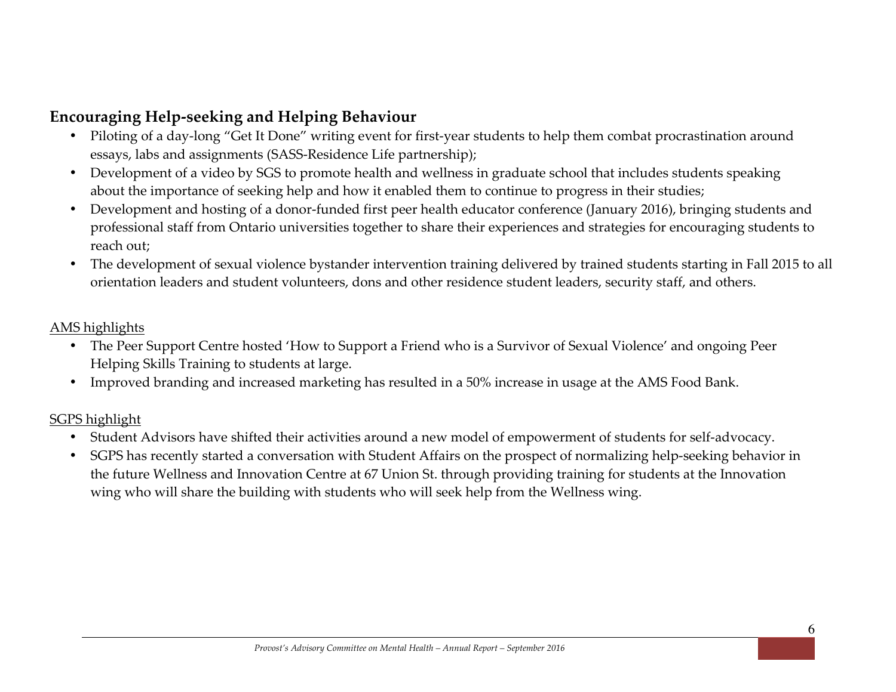## Encouraging Help-seeking and Helping Behaviour

- Piloting of a day-long "Get It Done" writing event for first-year students to help them combat procrastination around essays, labs and assignments (SASS-Residence Life partnership);
- Development of a video by SGS to promote health and wellness in graduate school that includes students speaking about the importance of seeking help and how it enabled them to continue to progress in their studies;
- Development and hosting of a donor-funded first peer health educator conference (January 2016), bringing students and professional staff from Ontario universities together to share their experiences and strategies for encouraging students to reach out;
- The development of sexual violence bystander intervention training delivered by trained students starting in Fall 2015 to all orientation leaders and student volunteers, dons and other residence student leaders, security staff, and others.

<u>AMS highlights</u>

- The Peer Support Centre hosted 'How to Support a Friend who is a Survivor of Sexual Violence' and ongoing Peer Helping Skills Training to students at large.
- Improved branding and increased marketing has resulted in a 50% increase in usage at the AMS Food Bank.

<u>SGPS highlight</u>

- Student Advisors have shifted their activities around a new model of empowerment of students for self-advocacy.
- SGPS has recently started a conversation with Student Affairs on the prospect of normalizing help-seeking behavior in the future Wellness and Innovation Centre at 67 Union St. through providing training for students at the Innovation wing who will share the building with students who will seek help from the Wellness wing.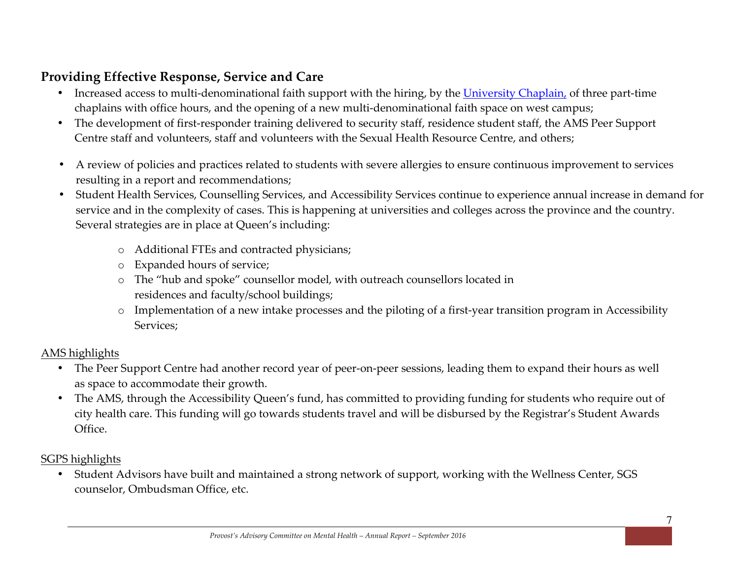## Providing Effective Response, Service and Care

- Increased access to multi-denominational faith support with the hiring, by the [University Chaplain,](#) of three part-time chaplains with office hours, and the opening of a new multi-denominational faith space on west campus;
- The development of first-responder training delivered to security staff, residence student staff, the AMS Peer Support Centre staff and volunteers, staff and volunteers with the Sexual Health Resource Centre, and others;
- A review of policies and practices related to students with severe allergies to ensure continuous improvement to services resulting in a report and recommendations;
- Student Health Services, Counselling Services, and Accessibility Services continue to experience annual increase in demand for service and in the complexity of cases. This is happening at universities and colleges across the province and the country. Several strategies are in place at Queen's including:
  - Additional FTEs and contracted physicians;
  - Expanded hours of service;
  - The "hub and spoke" counsellor model, with outreach counsellors located in residences and faculty/school buildings;
  - Implementation of a new intake processes and the piloting of a first-year transition program in Accessibility Services;

<u>AMS highlights</u>

- The Peer Support Centre had another record year of peer-on-peer sessions, leading them to expand their hours as well as space to accommodate their growth.
- The AMS, through the Accessibility Queen's fund, has committed to providing funding for students who require out of city health care. This funding will go towards students travel and will be disbursed by the Registrar's Student Awards Office.

<u>SGPS highlights</u>

- Student Advisors have built and maintained a strong network of support, working with the Wellness Center, SGS counselor, Ombudsman Office, etc.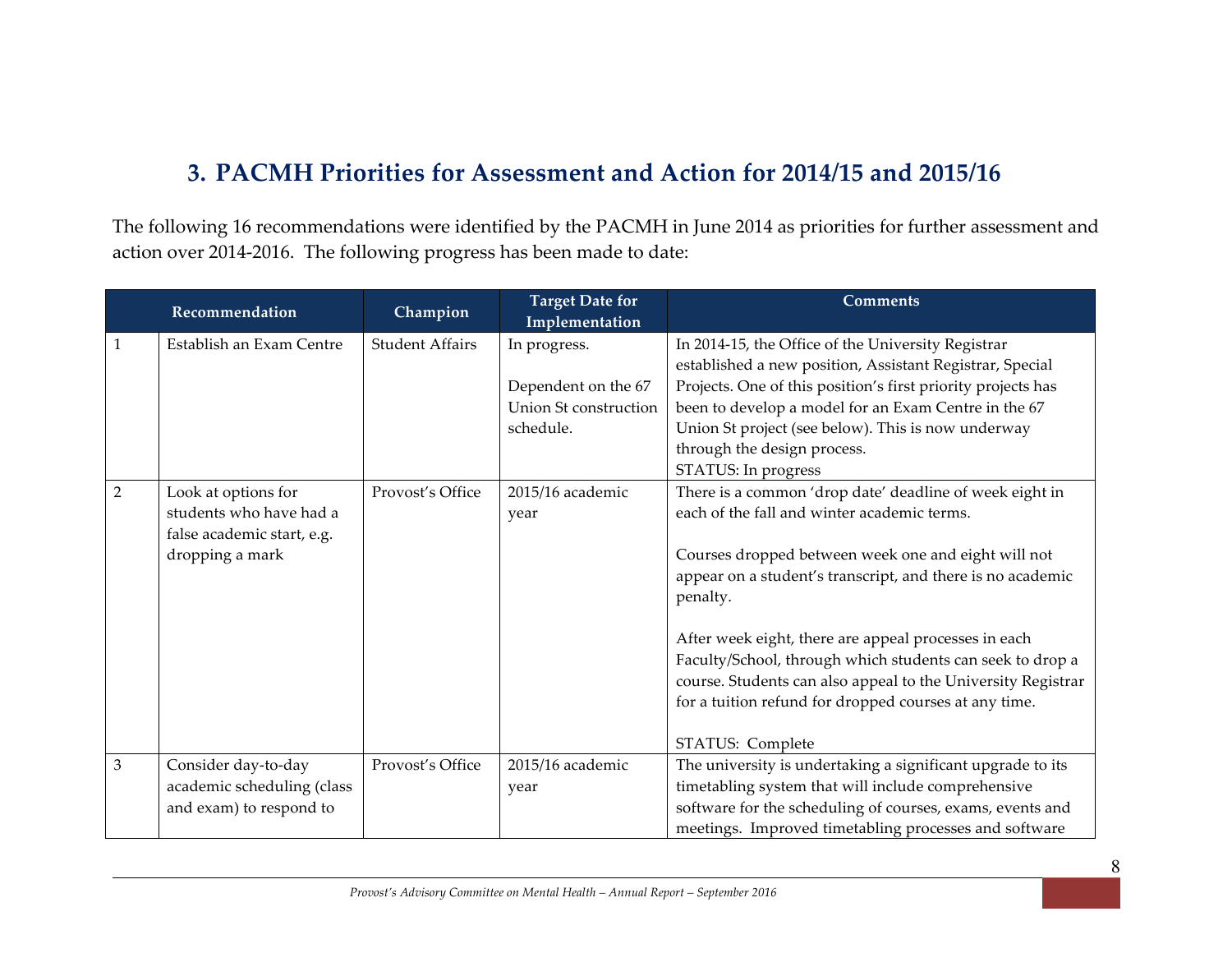## 3. PACMH Priorities for Assessment and Action for 2014/15 and 2015/16

The following 16 recommendations were identified by the PACMH in June 2014 as priorities for further assessment and action over 2014-2016. The following progress has been made to date:

| | Recommendation | Champion | Target Date for Implementation | Comments |
|---|---|---|---|---|
| 1 | Establish an Exam Centre | Student Affairs | In progress.<br><br>Dependent on the 67 Union St construction schedule. | In 2014-15, the Office of the University Registrar established a new position, Assistant Registrar, Special Projects. One of this position's first priority projects has been to develop a model for an Exam Centre in the 67 Union St project (see below). This is now underway through the design process.<br>STATUS: In progress |
| 2 | Look at options for students who have had a false academic start, e.g. dropping a mark | Provost's Office | 2015/16 academic year | There is a common 'drop date' deadline of week eight in each of the fall and winter academic terms.<br><br>Courses dropped between week one and eight will not appear on a student's transcript, and there is no academic penalty.<br><br>After week eight, there are appeal processes in each Faculty/School, through which students can seek to drop a course. Students can also appeal to the University Registrar for a tuition refund for dropped courses at any time.<br><br>STATUS: Complete |
| 3 | Consider day-to-day academic scheduling (class and exam) to respond to | Provost's Office | 2015/16 academic year | The university is undertaking a significant upgrade to its timetabling system that will include comprehensive software for the scheduling of courses, exams, events and meetings. Improved timetabling processes and software |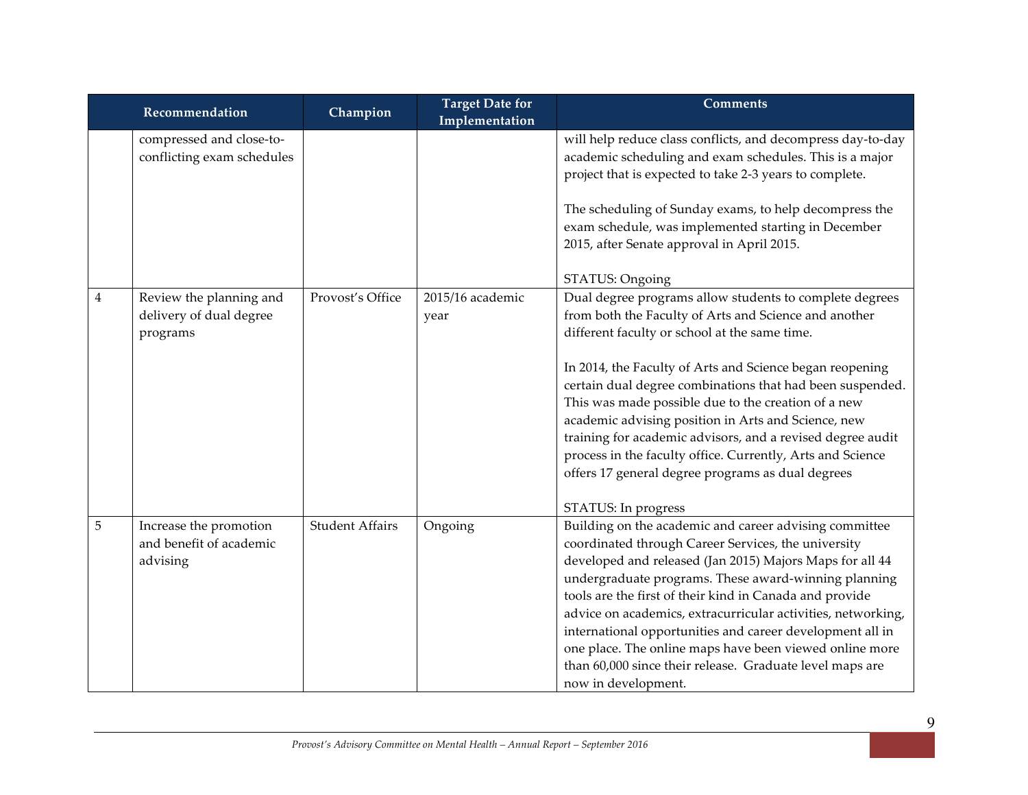| | Recommendation | Champion | Target Date for Implementation | Comments |
|---|---|---|---|---|
| | compressed and close-to-conflicting exam schedules | | | will help reduce class conflicts, and decompress day-to-day academic scheduling and exam schedules. This is a major project that is expected to take 2-3 years to complete.<br><br>The scheduling of Sunday exams, to help decompress the exam schedule, was implemented starting in December 2015, after Senate approval in April 2015.<br><br>STATUS: Ongoing |
| 4 | Review the planning and delivery of dual degree programs | Provost's Office | 2015/16 academic year | Dual degree programs allow students to complete degrees from both the Faculty of Arts and Science and another different faculty or school at the same time.<br><br>In 2014, the Faculty of Arts and Science began reopening certain dual degree combinations that had been suspended. This was made possible due to the creation of a new academic advising position in Arts and Science, new training for academic advisors, and a revised degree audit process in the faculty office. Currently, Arts and Science offers 17 general degree programs as dual degrees<br><br>STATUS: In progress |
| 5 | Increase the promotion and benefit of academic advising | Student Affairs | Ongoing | Building on the academic and career advising committee coordinated through Career Services, the university developed and released (Jan 2015) Majors Maps for all 44 undergraduate programs. These award-winning planning tools are the first of their kind in Canada and provide advice on academics, extracurricular activities, networking, international opportunities and career development all in one place. The online maps have been viewed online more than 60,000 since their release. Graduate level maps are now in development. |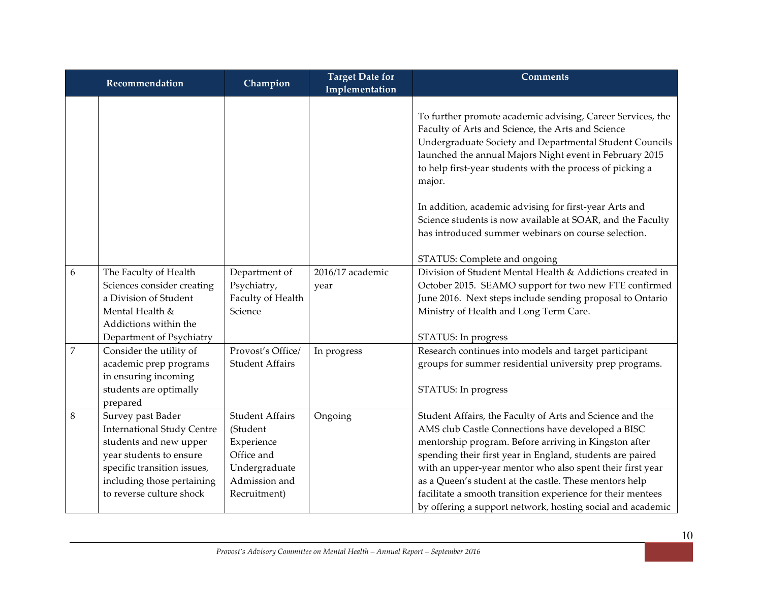| | Recommendation | Champion | Target Date for Implementation | Comments |
|---|---|---|---|---|
| | | | | To further promote academic advising, Career Services, the Faculty of Arts and Science, the Arts and Science Undergraduate Society and Departmental Student Councils launched the annual Majors Night event in February 2015 to help first-year students with the process of picking a major.<br><br>In addition, academic advising for first-year Arts and Science students is now available at SOAR, and the Faculty has introduced summer webinars on course selection.<br><br>STATUS: Complete and ongoing |
| 6 | The Faculty of Health Sciences consider creating a Division of Student Mental Health & Addictions within the Department of Psychiatry | Department of Psychiatry, Faculty of Health Science | 2016/17 academic year | Division of Student Mental Health & Addictions created in October 2015. SEAMO support for two new FTE confirmed June 2016. Next steps include sending proposal to Ontario Ministry of Health and Long Term Care.<br><br>STATUS: In progress |
| 7 | Consider the utility of academic prep programs in ensuring incoming students are optimally prepared | Provost's Office/ Student Affairs | In progress | Research continues into models and target participant groups for summer residential university prep programs.<br><br>STATUS: In progress |
| 8 | Survey past Bader International Study Centre students and new upper year students to ensure specific transition issues, including those pertaining to reverse culture shock | Student Affairs (Student Experience Office and Undergraduate Admission and Recruitment) | Ongoing | Student Affairs, the Faculty of Arts and Science and the AMS club Castle Connections have developed a BISC mentorship program. Before arriving in Kingston after spending their first year in England, students are paired with an upper-year mentor who also spent their first year as a Queen's student at the castle. These mentors help facilitate a smooth transition experience for their mentees by offering a support network, hosting social and academic |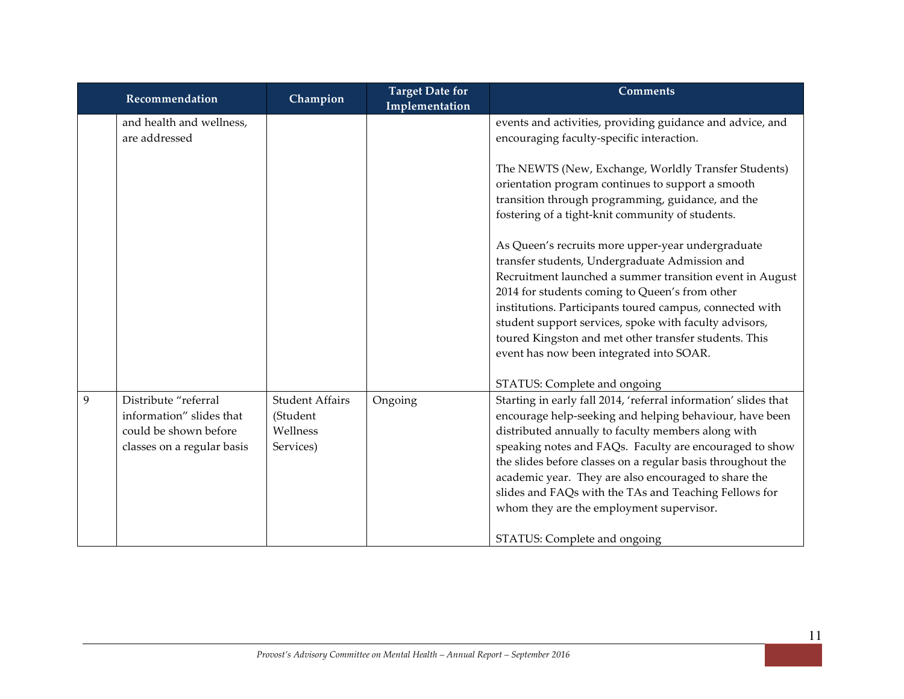| | Recommendation | Champion | Target Date for Implementation | Comments |
|---|---|---|---|---|
| | and health and wellness, are addressed | | | events and activities, providing guidance and advice, and encouraging faculty-specific interaction.<br><br>The NEWTS (New, Exchange, Worldly Transfer Students) orientation program continues to support a smooth transition through programming, guidance, and the fostering of a tight-knit community of students.<br><br>As Queen's recruits more upper-year undergraduate transfer students, Undergraduate Admission and Recruitment launched a summer transition event in August 2014 for students coming to Queen's from other institutions. Participants toured campus, connected with student support services, spoke with faculty advisors, toured Kingston and met other transfer students. This event has now been integrated into SOAR.<br><br>STATUS: Complete and ongoing |
| 9 | Distribute "referral information" slides that could be shown before classes on a regular basis | Student Affairs (Student Wellness Services) | Ongoing | Starting in early fall 2014, 'referral information' slides that encourage help-seeking and helping behaviour, have been distributed annually to faculty members along with speaking notes and FAQs. Faculty are encouraged to show the slides before classes on a regular basis throughout the academic year. They are also encouraged to share the slides and FAQs with the TAs and Teaching Fellows for whom they are the employment supervisor.<br><br>STATUS: Complete and ongoing |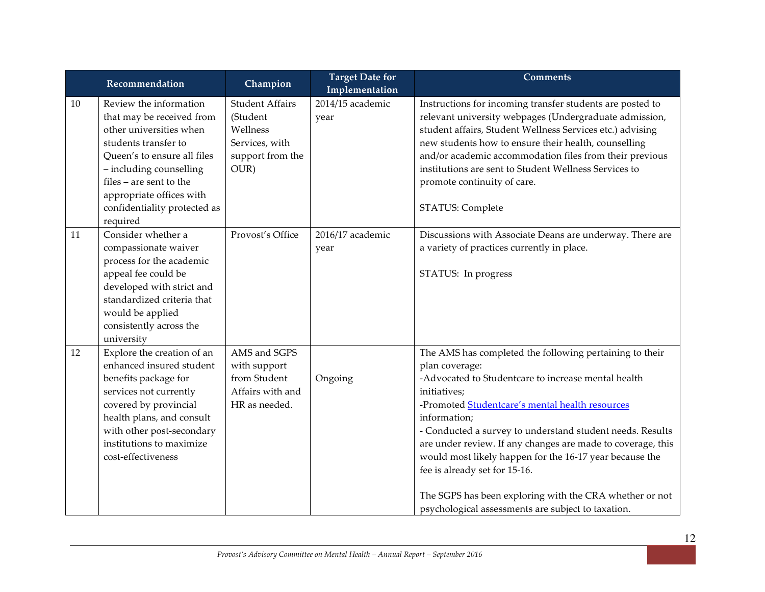| | Recommendation | Champion | Target Date for Implementation | Comments |
|---|---|---|---|---|
| 10 | Review the information that may be received from other universities when students transfer to Queen's to ensure all files – including counselling files – are sent to the appropriate offices with confidentiality protected as required | Student Affairs (Student Wellness Services, with support from the OUR) | 2014/15 academic year | Instructions for incoming transfer students are posted to relevant university webpages (Undergraduate admission, student affairs, Student Wellness Services etc.) advising new students how to ensure their health, counselling and/or academic accommodation files from their previous institutions are sent to Student Wellness Services to promote continuity of care.<br><br>STATUS: Complete |
| 11 | Consider whether a compassionate waiver process for the academic appeal fee could be developed with strict and standardized criteria that would be applied consistently across the university | Provost's Office | 2016/17 academic year | Discussions with Associate Deans are underway. There are a variety of practices currently in place.<br><br>STATUS: In progress |
| 12 | Explore the creation of an enhanced insured student benefits package for services not currently covered by provincial health plans, and consult with other post-secondary institutions to maximize cost-effectiveness | AMS and SGPS with support from Student Affairs with and HR as needed. | Ongoing | The AMS has completed the following pertaining to their plan coverage:<br>-Advocated to Studentcare to increase mental health initiatives;<br>-Promoted Studentcare's mental health resources information;<br>- Conducted a survey to understand student needs. Results are under review. If any changes are made to coverage, this would most likely happen for the 16-17 year because the fee is already set for 15-16.<br><br>The SGPS has been exploring with the CRA whether or not psychological assessments are subject to taxation. |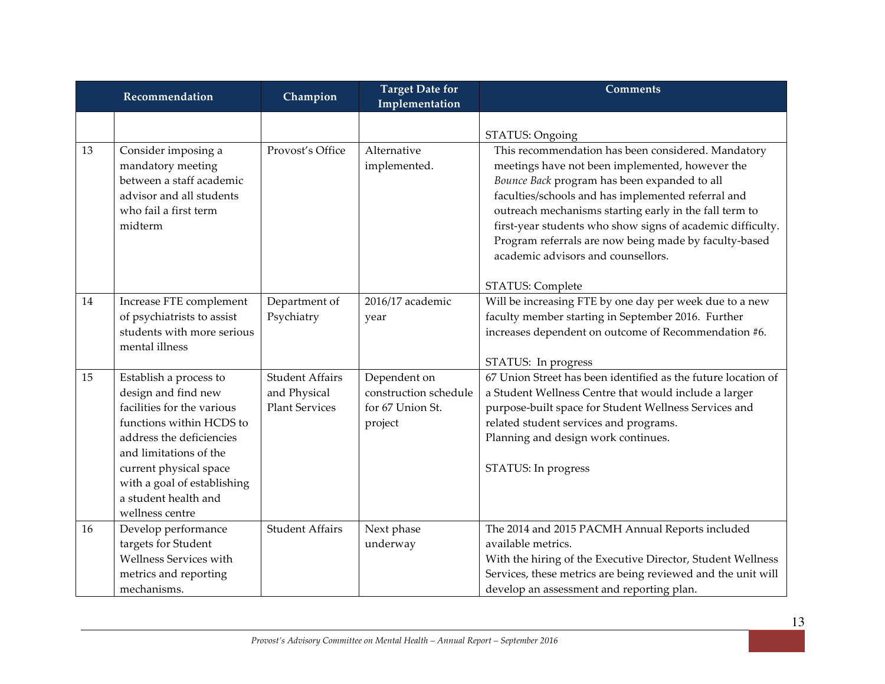| | Recommendation | Champion | Target Date for Implementation | Comments |
|---|---|---|---|---|
| | | | | STATUS: Ongoing |
| 13 | Consider imposing a mandatory meeting between a staff academic advisor and all students who fail a first term midterm | Provost's Office | Alternative implemented. | This recommendation has been considered. Mandatory meetings have not been implemented, however the *Bounce Back* program has been expanded to all faculties/schools and has implemented referral and outreach mechanisms starting early in the fall term to first-year students who show signs of academic difficulty. Program referrals are now being made by faculty-based academic advisors and counsellors.<br><br>STATUS: Complete |
| 14 | Increase FTE complement of psychiatrists to assist students with more serious mental illness | Department of Psychiatry | 2016/17 academic year | Will be increasing FTE by one day per week due to a new faculty member starting in September 2016. Further increases dependent on outcome of Recommendation #6.<br><br>STATUS: In progress |
| 15 | Establish a process to design and find new facilities for the various functions within HCDS to address the deficiencies and limitations of the current physical space with a goal of establishing a student health and wellness centre | Student Affairs and Physical Plant Services | Dependent on construction schedule for 67 Union St. project | 67 Union Street has been identified as the future location of a Student Wellness Centre that would include a larger purpose-built space for Student Wellness Services and related student services and programs.<br>Planning and design work continues.<br><br>STATUS: In progress |
| 16 | Develop performance targets for Student Wellness Services with metrics and reporting mechanisms. | Student Affairs | Next phase underway | The 2014 and 2015 PACMH Annual Reports included available metrics.<br>With the hiring of the Executive Director, Student Wellness Services, these metrics are being reviewed and the unit will develop an assessment and reporting plan. |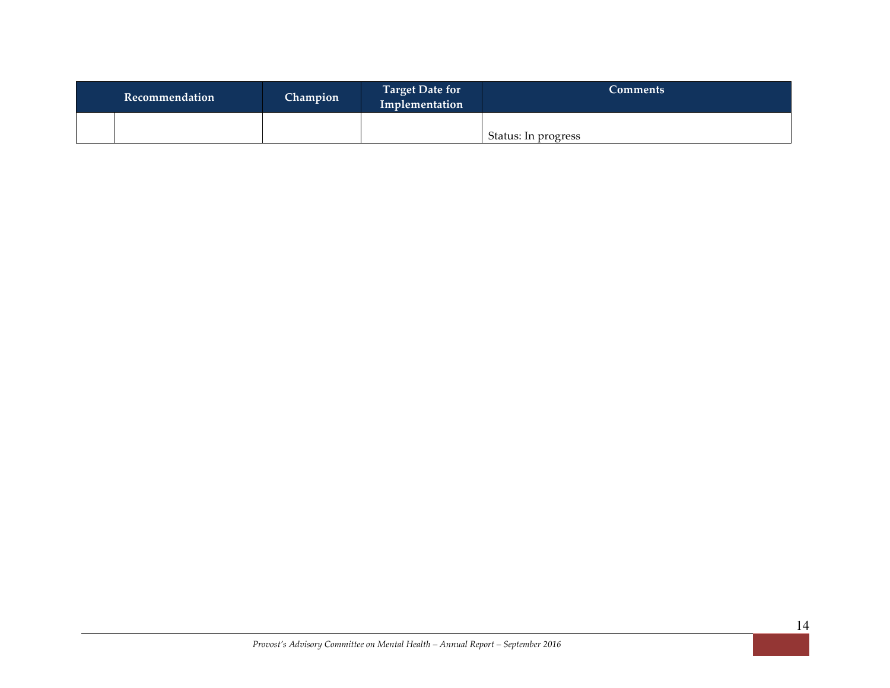| Recommendation | | Champion | Target Date for Implementation | Comments |
|---|---|---|---|---|
| | | | | Status: In progress |